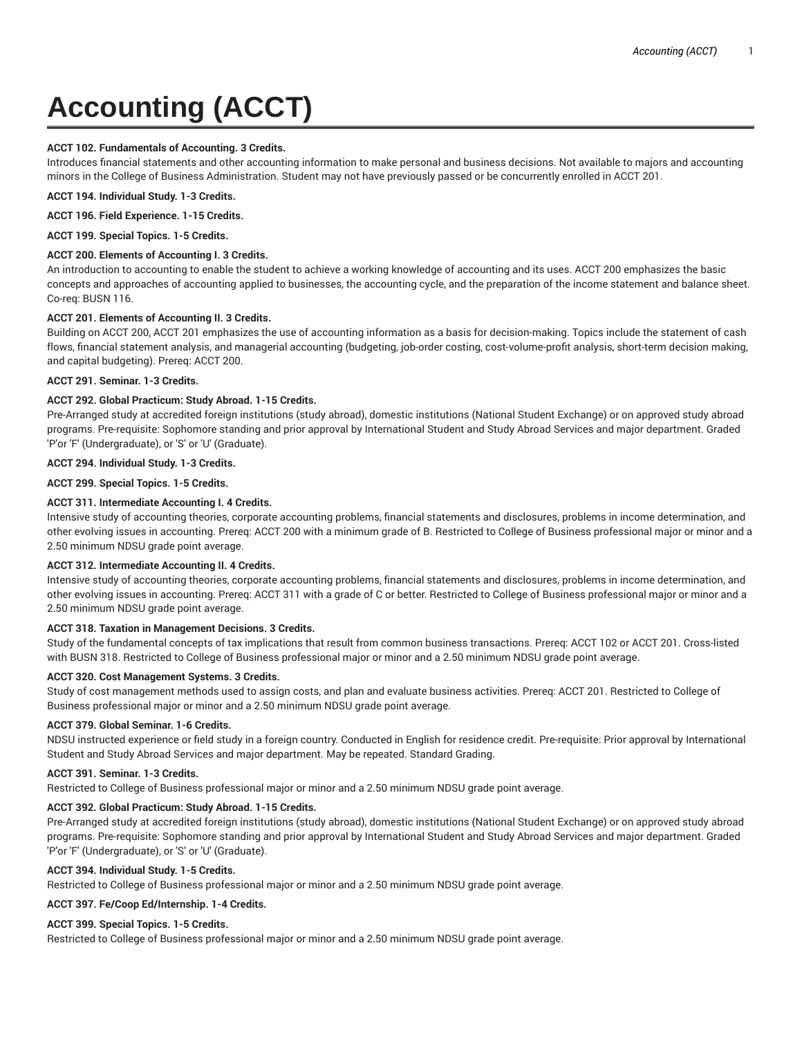# Accounting (ACCT)

**ACCT 102. Fundamentals of Accounting. 3 Credits.**

Introduces financial statements and other accounting information to make personal and business decisions. Not available to majors and accounting minors in the College of Business Administration. Student may not have previously passed or be concurrently enrolled in ACCT 201.

**ACCT 194. Individual Study. 1-3 Credits.**

**ACCT 196. Field Experience. 1-15 Credits.**

**ACCT 199. Special Topics. 1-5 Credits.**

**ACCT 200. Elements of Accounting I. 3 Credits.**

An introduction to accounting to enable the student to achieve a working knowledge of accounting and its uses. ACCT 200 emphasizes the basic concepts and approaches of accounting applied to businesses, the accounting cycle, and the preparation of the income statement and balance sheet. Co-req: BUSN 116.

**ACCT 201. Elements of Accounting II. 3 Credits.**

Building on ACCT 200, ACCT 201 emphasizes the use of accounting information as a basis for decision-making. Topics include the statement of cash flows, financial statement analysis, and managerial accounting (budgeting, job-order costing, cost-volume-profit analysis, short-term decision making, and capital budgeting). Prereq: ACCT 200.

**ACCT 291. Seminar. 1-3 Credits.**

**ACCT 292. Global Practicum: Study Abroad. 1-15 Credits.**

Pre-Arranged study at accredited foreign institutions (study abroad), domestic institutions (National Student Exchange) or on approved study abroad programs. Pre-requisite: Sophomore standing and prior approval by International Student and Study Abroad Services and major department. Graded 'P'or 'F' (Undergraduate), or 'S' or 'U' (Graduate).

**ACCT 294. Individual Study. 1-3 Credits.**

**ACCT 299. Special Topics. 1-5 Credits.**

**ACCT 311. Intermediate Accounting I. 4 Credits.**

Intensive study of accounting theories, corporate accounting problems, financial statements and disclosures, problems in income determination, and other evolving issues in accounting. Prereq: ACCT 200 with a minimum grade of B. Restricted to College of Business professional major or minor and a 2.50 minimum NDSU grade point average.

**ACCT 312. Intermediate Accounting II. 4 Credits.**

Intensive study of accounting theories, corporate accounting problems, financial statements and disclosures, problems in income determination, and other evolving issues in accounting. Prereq: ACCT 311 with a grade of C or better. Restricted to College of Business professional major or minor and a 2.50 minimum NDSU grade point average.

**ACCT 318. Taxation in Management Decisions. 3 Credits.**

Study of the fundamental concepts of tax implications that result from common business transactions. Prereq: ACCT 102 or ACCT 201. Cross-listed with BUSN 318. Restricted to College of Business professional major or minor and a 2.50 minimum NDSU grade point average.

**ACCT 320. Cost Management Systems. 3 Credits.**

Study of cost management methods used to assign costs, and plan and evaluate business activities. Prereq: ACCT 201. Restricted to College of Business professional major or minor and a 2.50 minimum NDSU grade point average.

**ACCT 379. Global Seminar. 1-6 Credits.**

NDSU instructed experience or field study in a foreign country. Conducted in English for residence credit. Pre-requisite: Prior approval by International Student and Study Abroad Services and major department. May be repeated. Standard Grading.

**ACCT 391. Seminar. 1-3 Credits.**

Restricted to College of Business professional major or minor and a 2.50 minimum NDSU grade point average.

**ACCT 392. Global Practicum: Study Abroad. 1-15 Credits.**

Pre-Arranged study at accredited foreign institutions (study abroad), domestic institutions (National Student Exchange) or on approved study abroad programs. Pre-requisite: Sophomore standing and prior approval by International Student and Study Abroad Services and major department. Graded 'P'or 'F' (Undergraduate), or 'S' or 'U' (Graduate).

**ACCT 394. Individual Study. 1-5 Credits.**

Restricted to College of Business professional major or minor and a 2.50 minimum NDSU grade point average.

**ACCT 397. Fe/Coop Ed/Internship. 1-4 Credits.**

**ACCT 399. Special Topics. 1-5 Credits.**

Restricted to College of Business professional major or minor and a 2.50 minimum NDSU grade point average.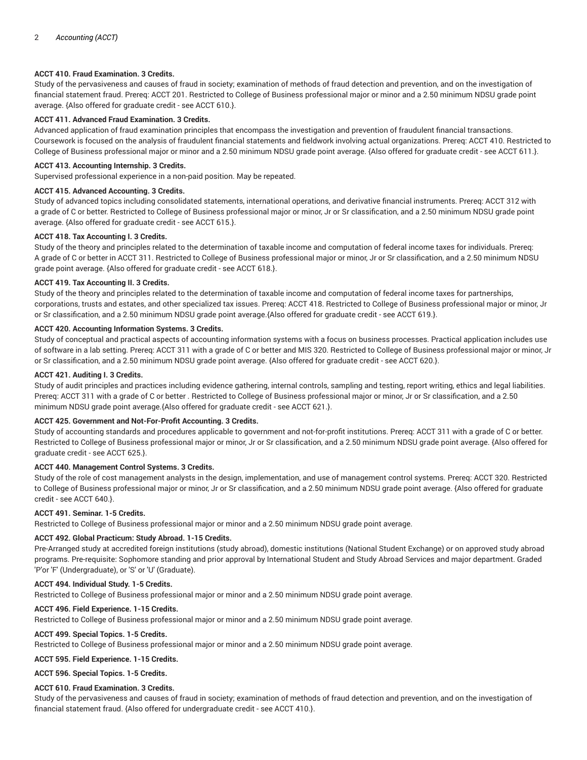**ACCT 410. Fraud Examination. 3 Credits.**

Study of the pervasiveness and causes of fraud in society; examination of methods of fraud detection and prevention, and on the investigation of financial statement fraud. Prereq: ACCT 201. Restricted to College of Business professional major or minor and a 2.50 minimum NDSU grade point average. {Also offered for graduate credit - see ACCT 610.}.

**ACCT 411. Advanced Fraud Examination. 3 Credits.**

Advanced application of fraud examination principles that encompass the investigation and prevention of fraudulent financial transactions. Coursework is focused on the analysis of fraudulent financial statements and fieldwork involving actual organizations. Prereq: ACCT 410. Restricted to College of Business professional major or minor and a 2.50 minimum NDSU grade point average. {Also offered for graduate credit - see ACCT 611.}.

**ACCT 413. Accounting Internship. 3 Credits.**

Supervised professional experience in a non-paid position. May be repeated.

**ACCT 415. Advanced Accounting. 3 Credits.**

Study of advanced topics including consolidated statements, international operations, and derivative financial instruments. Prereq: ACCT 312 with a grade of C or better. Restricted to College of Business professional major or minor, Jr or Sr classification, and a 2.50 minimum NDSU grade point average. {Also offered for graduate credit - see ACCT 615.}.

**ACCT 418. Tax Accounting I. 3 Credits.**

Study of the theory and principles related to the determination of taxable income and computation of federal income taxes for individuals. Prereq: A grade of C or better in ACCT 311. Restricted to College of Business professional major or minor, Jr or Sr classification, and a 2.50 minimum NDSU grade point average. {Also offered for graduate credit - see ACCT 618.}.

**ACCT 419. Tax Accounting II. 3 Credits.**

Study of the theory and principles related to the determination of taxable income and computation of federal income taxes for partnerships, corporations, trusts and estates, and other specialized tax issues. Prereq: ACCT 418. Restricted to College of Business professional major or minor, Jr or Sr classification, and a 2.50 minimum NDSU grade point average.{Also offered for graduate credit - see ACCT 619.}.

**ACCT 420. Accounting Information Systems. 3 Credits.**

Study of conceptual and practical aspects of accounting information systems with a focus on business processes. Practical application includes use of software in a lab setting. Prereq: ACCT 311 with a grade of C or better and MIS 320. Restricted to College of Business professional major or minor, Jr or Sr classification, and a 2.50 minimum NDSU grade point average. {Also offered for graduate credit - see ACCT 620.}.

**ACCT 421. Auditing I. 3 Credits.**

Study of audit principles and practices including evidence gathering, internal controls, sampling and testing, report writing, ethics and legal liabilities. Prereq: ACCT 311 with a grade of C or better . Restricted to College of Business professional major or minor, Jr or Sr classification, and a 2.50 minimum NDSU grade point average.{Also offered for graduate credit - see ACCT 621.}.

**ACCT 425. Government and Not-For-Profit Accounting. 3 Credits.**

Study of accounting standards and procedures applicable to government and not-for-profit institutions. Prereq: ACCT 311 with a grade of C or better. Restricted to College of Business professional major or minor, Jr or Sr classification, and a 2.50 minimum NDSU grade point average. {Also offered for graduate credit - see ACCT 625.}.

**ACCT 440. Management Control Systems. 3 Credits.**

Study of the role of cost management analysts in the design, implementation, and use of management control systems. Prereq: ACCT 320. Restricted to College of Business professional major or minor, Jr or Sr classification, and a 2.50 minimum NDSU grade point average. {Also offered for graduate credit - see ACCT 640.}.

**ACCT 491. Seminar. 1-5 Credits.**

Restricted to College of Business professional major or minor and a 2.50 minimum NDSU grade point average.

**ACCT 492. Global Practicum: Study Abroad. 1-15 Credits.**

Pre-Arranged study at accredited foreign institutions (study abroad), domestic institutions (National Student Exchange) or on approved study abroad programs. Pre-requisite: Sophomore standing and prior approval by International Student and Study Abroad Services and major department. Graded 'P'or 'F' (Undergraduate), or 'S' or 'U' (Graduate).

**ACCT 494. Individual Study. 1-5 Credits.**

Restricted to College of Business professional major or minor and a 2.50 minimum NDSU grade point average.

**ACCT 496. Field Experience. 1-15 Credits.**

Restricted to College of Business professional major or minor and a 2.50 minimum NDSU grade point average.

**ACCT 499. Special Topics. 1-5 Credits.**

Restricted to College of Business professional major or minor and a 2.50 minimum NDSU grade point average.

**ACCT 595. Field Experience. 1-15 Credits.**

**ACCT 596. Special Topics. 1-5 Credits.**

**ACCT 610. Fraud Examination. 3 Credits.**

Study of the pervasiveness and causes of fraud in society; examination of methods of fraud detection and prevention, and on the investigation of financial statement fraud. {Also offered for undergraduate credit - see ACCT 410.}.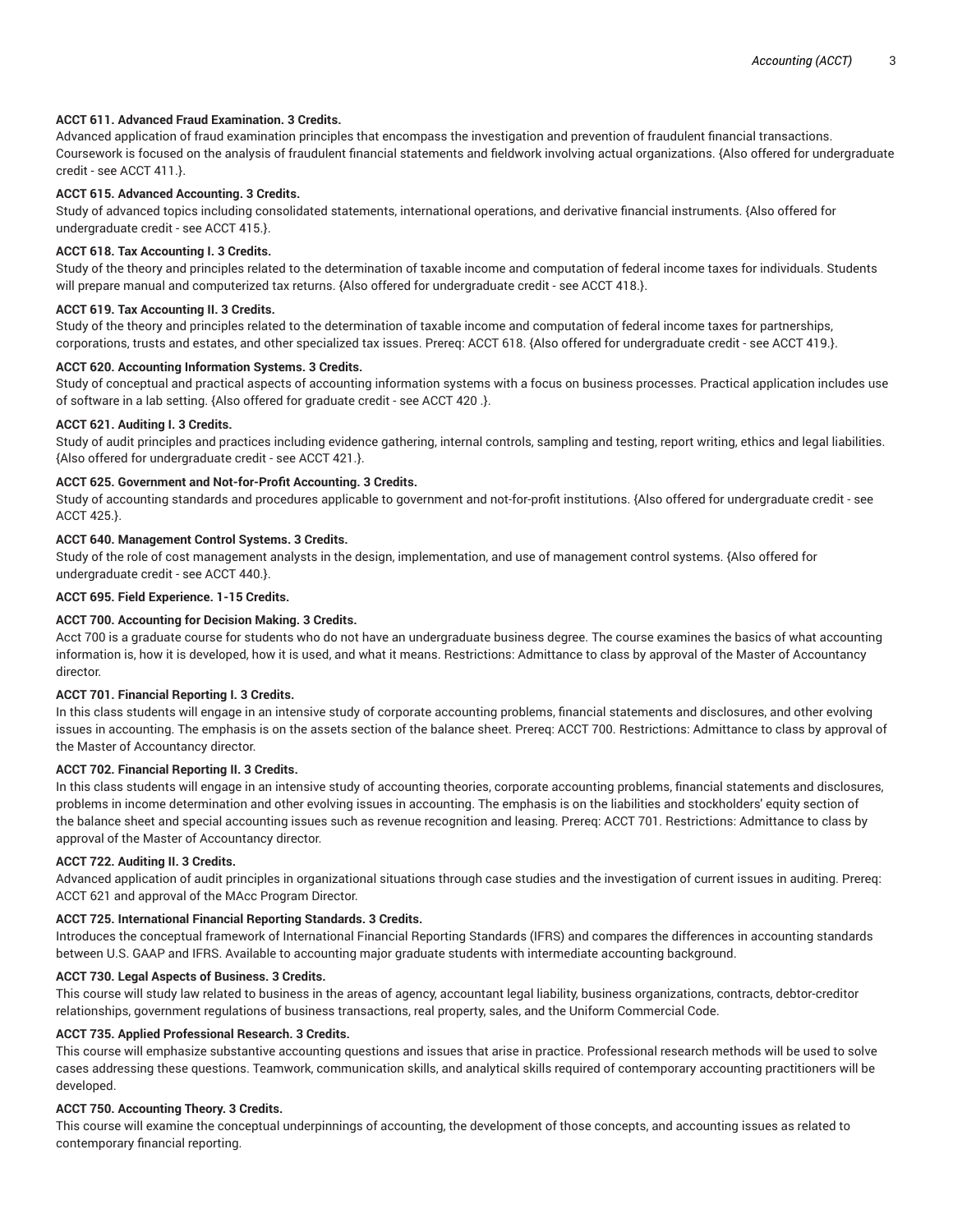**ACCT 611. Advanced Fraud Examination. 3 Credits.**
Advanced application of fraud examination principles that encompass the investigation and prevention of fraudulent financial transactions. Coursework is focused on the analysis of fraudulent financial statements and fieldwork involving actual organizations. {Also offered for undergraduate credit - see ACCT 411.}.

**ACCT 615. Advanced Accounting. 3 Credits.**
Study of advanced topics including consolidated statements, international operations, and derivative financial instruments. {Also offered for undergraduate credit - see ACCT 415.}.

**ACCT 618. Tax Accounting I. 3 Credits.**
Study of the theory and principles related to the determination of taxable income and computation of federal income taxes for individuals. Students will prepare manual and computerized tax returns. {Also offered for undergraduate credit - see ACCT 418.}.

**ACCT 619. Tax Accounting II. 3 Credits.**
Study of the theory and principles related to the determination of taxable income and computation of federal income taxes for partnerships, corporations, trusts and estates, and other specialized tax issues. Prereq: ACCT 618. {Also offered for undergraduate credit - see ACCT 419.}.

**ACCT 620. Accounting Information Systems. 3 Credits.**
Study of conceptual and practical aspects of accounting information systems with a focus on business processes. Practical application includes use of software in a lab setting. {Also offered for graduate credit - see ACCT 420 .}.

**ACCT 621. Auditing I. 3 Credits.**
Study of audit principles and practices including evidence gathering, internal controls, sampling and testing, report writing, ethics and legal liabilities. {Also offered for undergraduate credit - see ACCT 421.}.

**ACCT 625. Government and Not-for-Profit Accounting. 3 Credits.**
Study of accounting standards and procedures applicable to government and not-for-profit institutions. {Also offered for undergraduate credit - see ACCT 425.}.

**ACCT 640. Management Control Systems. 3 Credits.**
Study of the role of cost management analysts in the design, implementation, and use of management control systems. {Also offered for undergraduate credit - see ACCT 440.}.

**ACCT 695. Field Experience. 1-15 Credits.**

**ACCT 700. Accounting for Decision Making. 3 Credits.**
Acct 700 is a graduate course for students who do not have an undergraduate business degree. The course examines the basics of what accounting information is, how it is developed, how it is used, and what it means. Restrictions: Admittance to class by approval of the Master of Accountancy director.

**ACCT 701. Financial Reporting I. 3 Credits.**
In this class students will engage in an intensive study of corporate accounting problems, financial statements and disclosures, and other evolving issues in accounting. The emphasis is on the assets section of the balance sheet. Prereq: ACCT 700. Restrictions: Admittance to class by approval of the Master of Accountancy director.

**ACCT 702. Financial Reporting II. 3 Credits.**
In this class students will engage in an intensive study of accounting theories, corporate accounting problems, financial statements and disclosures, problems in income determination and other evolving issues in accounting. The emphasis is on the liabilities and stockholders' equity section of the balance sheet and special accounting issues such as revenue recognition and leasing. Prereq: ACCT 701. Restrictions: Admittance to class by approval of the Master of Accountancy director.

**ACCT 722. Auditing II. 3 Credits.**
Advanced application of audit principles in organizational situations through case studies and the investigation of current issues in auditing. Prereq: ACCT 621 and approval of the MAcc Program Director.

**ACCT 725. International Financial Reporting Standards. 3 Credits.**
Introduces the conceptual framework of International Financial Reporting Standards (IFRS) and compares the differences in accounting standards between U.S. GAAP and IFRS. Available to accounting major graduate students with intermediate accounting background.

**ACCT 730. Legal Aspects of Business. 3 Credits.**
This course will study law related to business in the areas of agency, accountant legal liability, business organizations, contracts, debtor-creditor relationships, government regulations of business transactions, real property, sales, and the Uniform Commercial Code.

**ACCT 735. Applied Professional Research. 3 Credits.**
This course will emphasize substantive accounting questions and issues that arise in practice. Professional research methods will be used to solve cases addressing these questions. Teamwork, communication skills, and analytical skills required of contemporary accounting practitioners will be developed.

**ACCT 750. Accounting Theory. 3 Credits.**
This course will examine the conceptual underpinnings of accounting, the development of those concepts, and accounting issues as related to contemporary financial reporting.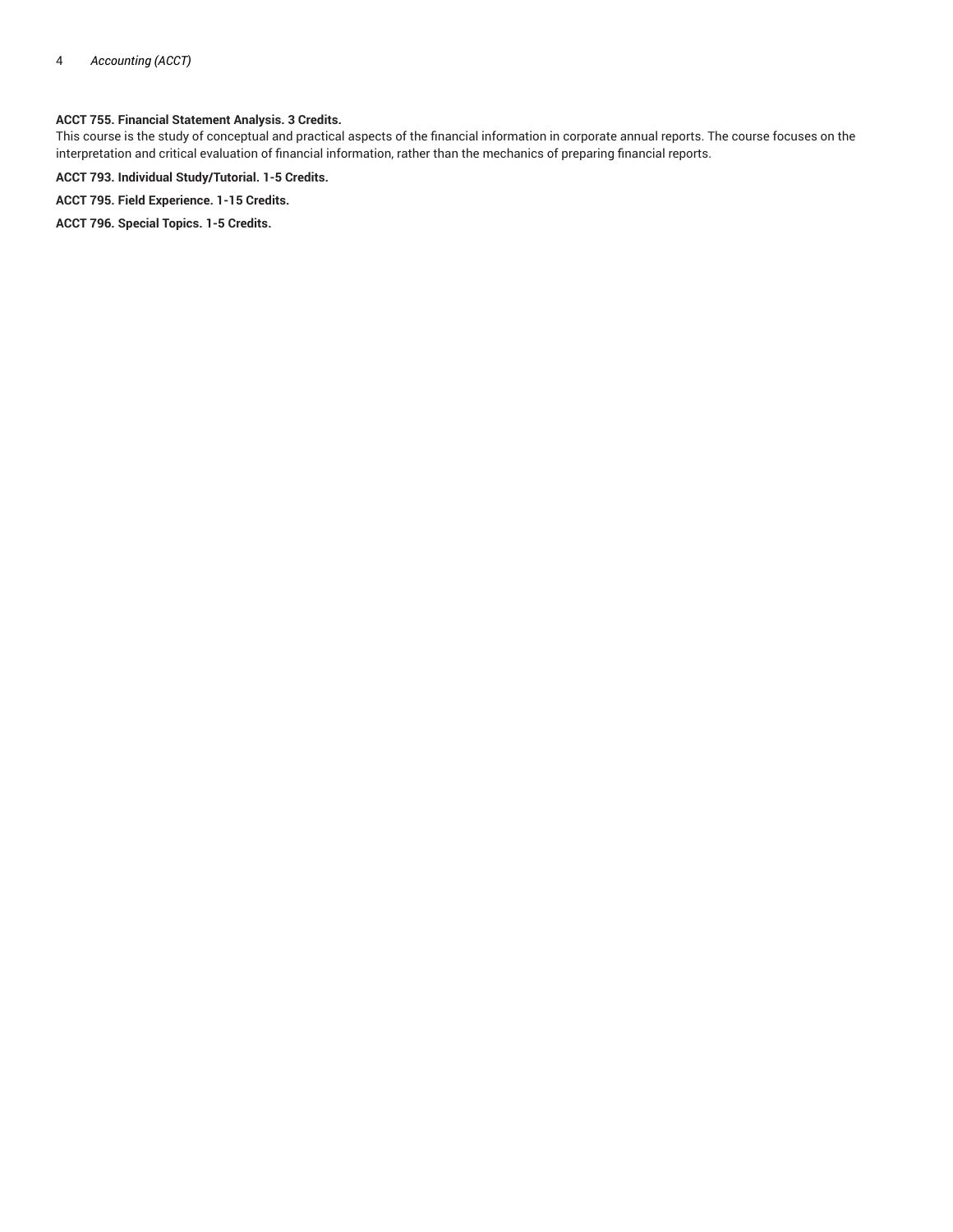**ACCT 755. Financial Statement Analysis. 3 Credits.**
This course is the study of conceptual and practical aspects of the financial information in corporate annual reports. The course focuses on the interpretation and critical evaluation of financial information, rather than the mechanics of preparing financial reports.

**ACCT 793. Individual Study/Tutorial. 1-5 Credits.**

**ACCT 795. Field Experience. 1-15 Credits.**

**ACCT 796. Special Topics. 1-5 Credits.**